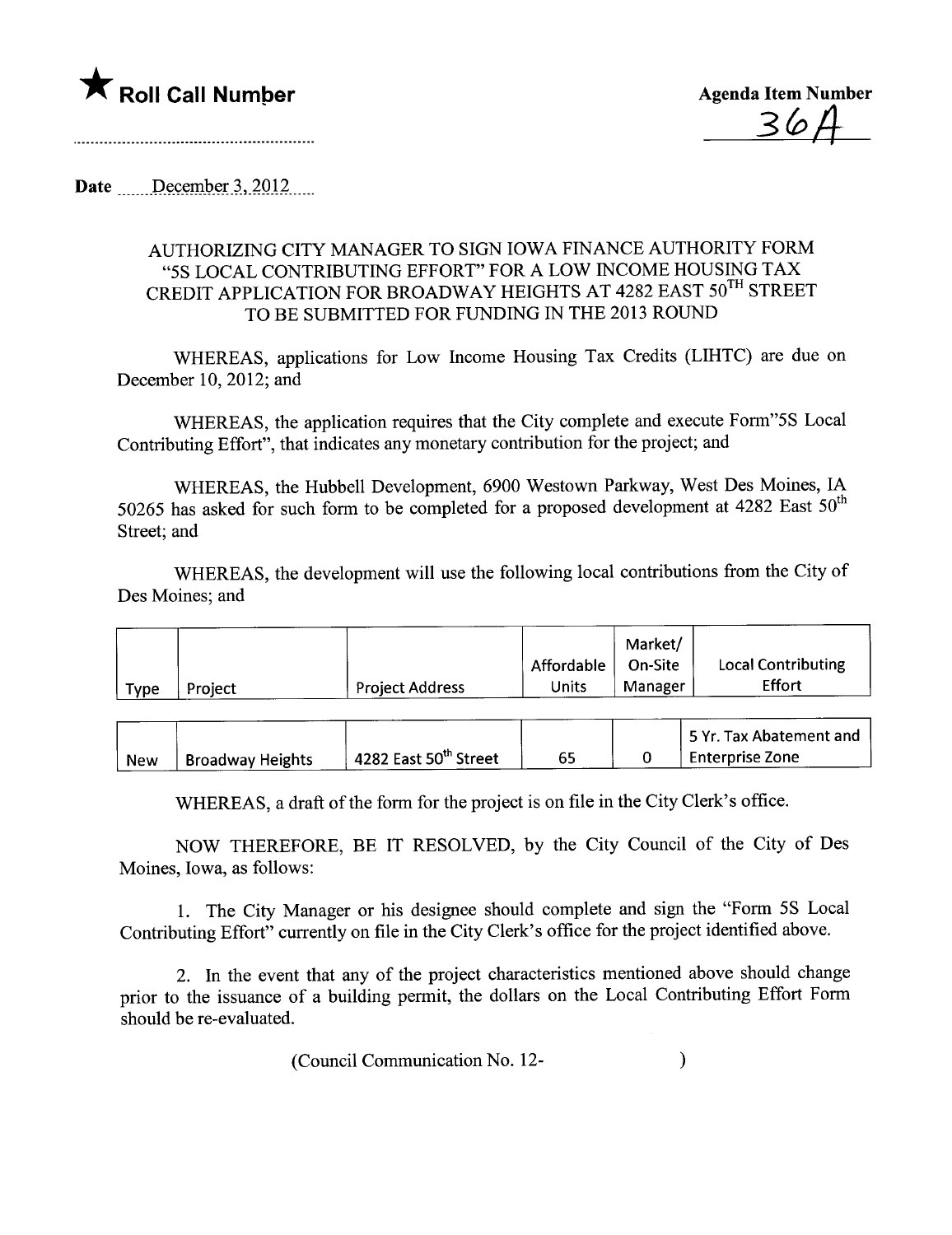★ **Roll Call Number**

**Agenda Item Number**
36A

**Date** December 3, 2012

AUTHORIZING CITY MANAGER TO SIGN IOWA FINANCE AUTHORITY FORM "5S LOCAL CONTRIBUTING EFFORT" FOR A LOW INCOME HOUSING TAX CREDIT APPLICATION FOR BROADWAY HEIGHTS AT 4282 EAST 50TH STREET TO BE SUBMITTED FOR FUNDING IN THE 2013 ROUND

WHEREAS, applications for Low Income Housing Tax Credits (LIHTC) are due on December 10, 2012; and

WHEREAS, the application requires that the City complete and execute Form"5S Local Contributing Effort", that indicates any monetary contribution for the project; and

WHEREAS, the Hubbell Development, 6900 Westown Parkway, West Des Moines, IA 50265 has asked for such form to be completed for a proposed development at 4282 East 50th Street; and

WHEREAS, the development will use the following local contributions from the City of Des Moines; and

| Type | Project | Project Address | Affordable Units | Market/ On-Site Manager | Local Contributing Effort |
|---|---|---|---|---|---|
| New | Broadway Heights | 4282 East 50th Street | 65 | 0 | 5 Yr. Tax Abatement and Enterprise Zone |

WHEREAS, a draft of the form for the project is on file in the City Clerk's office.

NOW THEREFORE, BE IT RESOLVED, by the City Council of the City of Des Moines, Iowa, as follows:

1. The City Manager or his designee should complete and sign the "Form 5S Local Contributing Effort" currently on file in the City Clerk's office for the project identified above.

2. In the event that any of the project characteristics mentioned above should change prior to the issuance of a building permit, the dollars on the Local Contributing Effort Form should be re-evaluated.

(Council Communication No. 12- )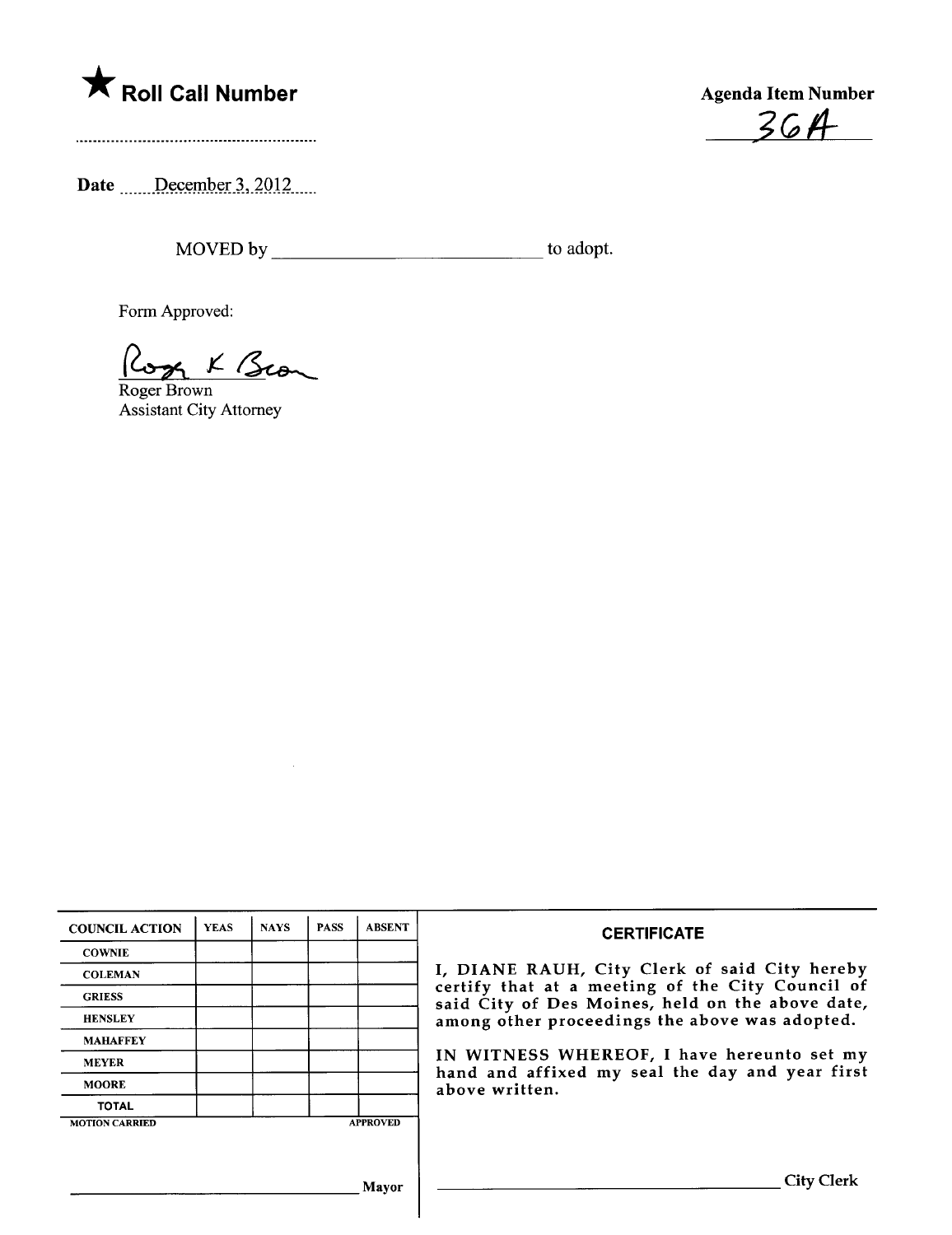★ **Roll Call Number**

**Agenda Item Number**

36A

**Date** December 3, 2012

MOVED by ____________________________ to adopt.

Form Approved:

Roger K Brown

Roger Brown
Assistant City Attorney

| COUNCIL ACTION | YEAS | NAYS | PASS | ABSENT |
|---|---|---|---|---|
| COWNIE | | | | |
| COLEMAN | | | | |
| GRIESS | | | | |
| HENSLEY | | | | |
| MAHAFFEY | | | | |
| MEYER | | | | |
| MOORE | | | | |
| TOTAL | | | | |

MOTION CARRIED APPROVED

______________________________ Mayor

**CERTIFICATE**

I, DIANE RAUH, City Clerk of said City hereby certify that at a meeting of the City Council of said City of Des Moines, held on the above date, among other proceedings the above was adopted.

IN WITNESS WHEREOF, I have hereunto set my hand and affixed my seal the day and year first above written.

______________________________ City Clerk